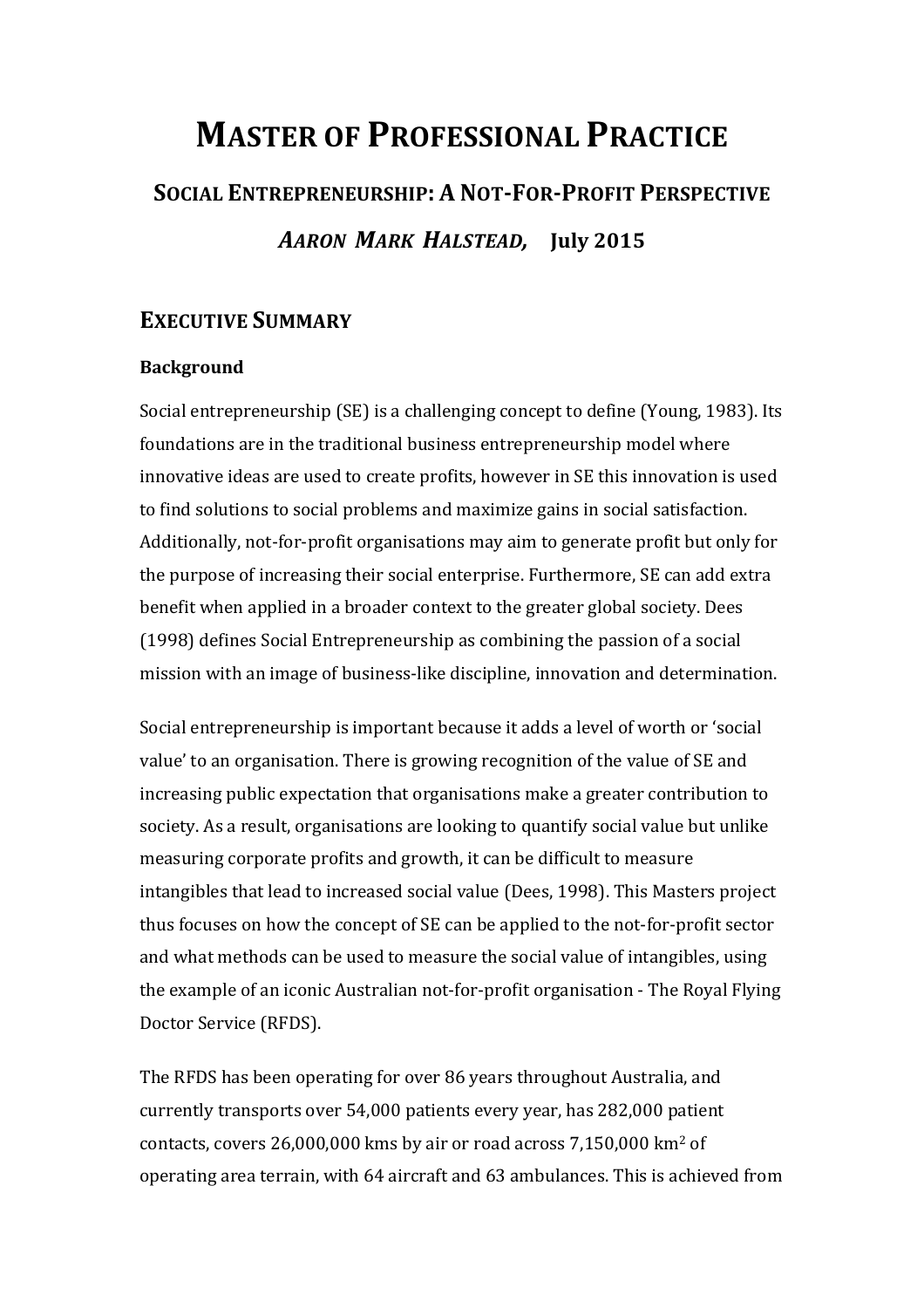# MASTER OF PROFESSIONAL PRACTICE

## SOCIAL ENTREPRENEURSHIP: A NOT-FOR-PROFIT PERSPECTIVE

### *AARON MARK HALSTEAD,* July 2015

## EXECUTIVE SUMMARY

**Background**

Social entrepreneurship (SE) is a challenging concept to define (Young, 1983). Its foundations are in the traditional business entrepreneurship model where innovative ideas are used to create profits, however in SE this innovation is used to find solutions to social problems and maximize gains in social satisfaction. Additionally, not-for-profit organisations may aim to generate profit but only for the purpose of increasing their social enterprise. Furthermore, SE can add extra benefit when applied in a broader context to the greater global society. Dees (1998) defines Social Entrepreneurship as combining the passion of a social mission with an image of business-like discipline, innovation and determination.

Social entrepreneurship is important because it adds a level of worth or 'social value' to an organisation. There is growing recognition of the value of SE and increasing public expectation that organisations make a greater contribution to society. As a result, organisations are looking to quantify social value but unlike measuring corporate profits and growth, it can be difficult to measure intangibles that lead to increased social value (Dees, 1998). This Masters project thus focuses on how the concept of SE can be applied to the not-for-profit sector and what methods can be used to measure the social value of intangibles, using the example of an iconic Australian not-for-profit organisation - The Royal Flying Doctor Service (RFDS).

The RFDS has been operating for over 86 years throughout Australia, and currently transports over 54,000 patients every year, has 282,000 patient contacts, covers 26,000,000 kms by air or road across 7,150,000 $km^2$ of operating area terrain, with 64 aircraft and 63 ambulances. This is achieved from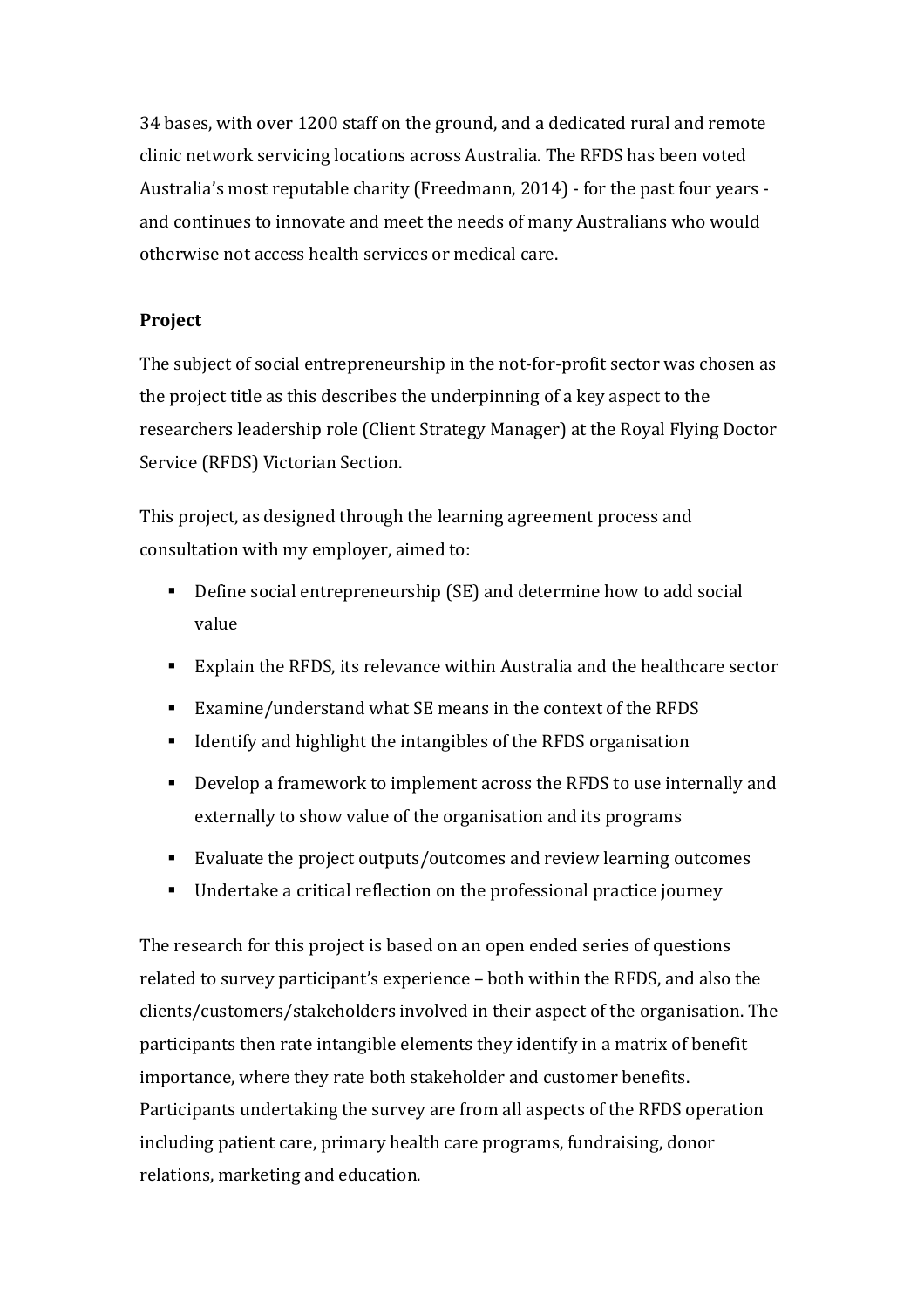34 bases, with over 1200 staff on the ground, and a dedicated rural and remote clinic network servicing locations across Australia. The RFDS has been voted Australia's most reputable charity (Freedmann, 2014) - for the past four years - and continues to innovate and meet the needs of many Australians who would otherwise not access health services or medical care.

**Project**

The subject of social entrepreneurship in the not-for-profit sector was chosen as the project title as this describes the underpinning of a key aspect to the researchers leadership role (Client Strategy Manager) at the Royal Flying Doctor Service (RFDS) Victorian Section.

This project, as designed through the learning agreement process and consultation with my employer, aimed to:

- Define social entrepreneurship (SE) and determine how to add social value
- Explain the RFDS, its relevance within Australia and the healthcare sector
- Examine/understand what SE means in the context of the RFDS
- Identify and highlight the intangibles of the RFDS organisation
- Develop a framework to implement across the RFDS to use internally and externally to show value of the organisation and its programs
- Evaluate the project outputs/outcomes and review learning outcomes
- Undertake a critical reflection on the professional practice journey

The research for this project is based on an open ended series of questions related to survey participant's experience – both within the RFDS, and also the clients/customers/stakeholders involved in their aspect of the organisation. The participants then rate intangible elements they identify in a matrix of benefit importance, where they rate both stakeholder and customer benefits. Participants undertaking the survey are from all aspects of the RFDS operation including patient care, primary health care programs, fundraising, donor relations, marketing and education.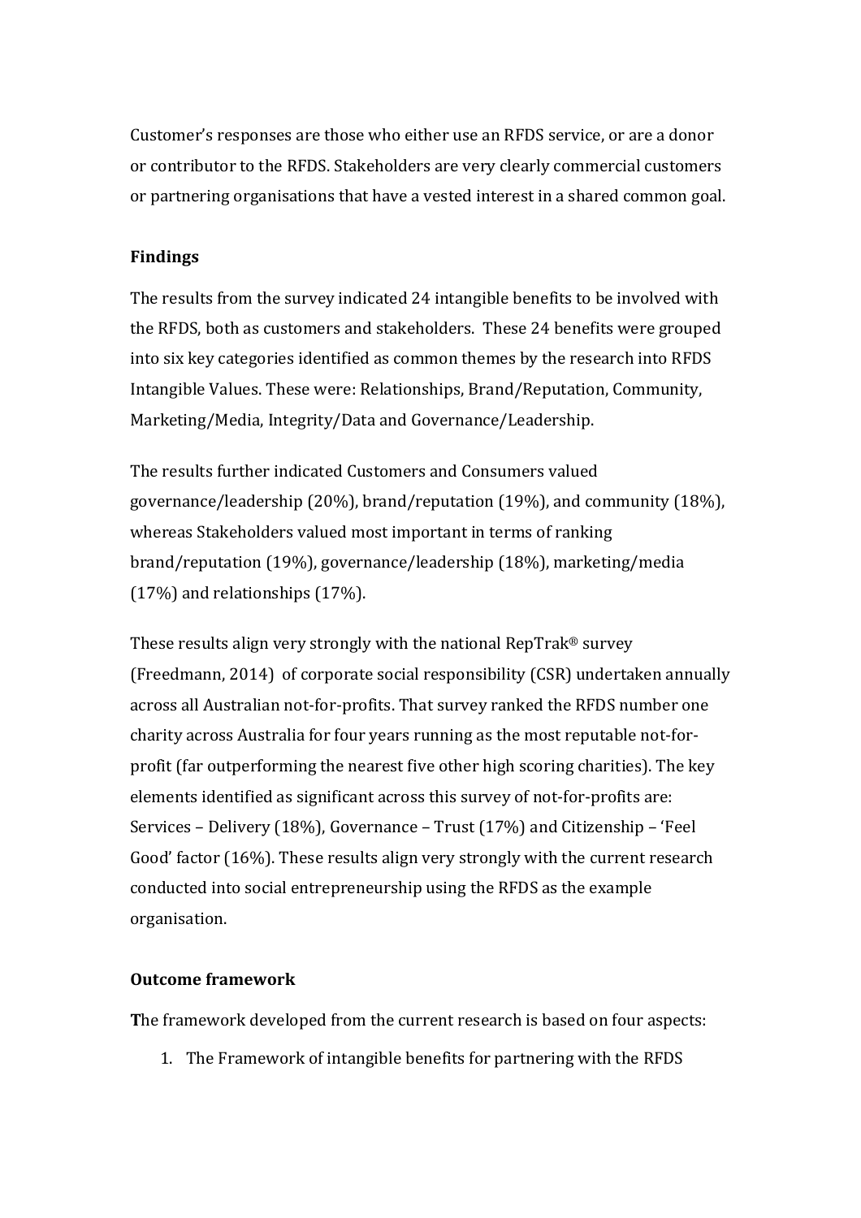Customer's responses are those who either use an RFDS service, or are a donor or contributor to the RFDS. Stakeholders are very clearly commercial customers or partnering organisations that have a vested interest in a shared common goal.

### Findings

The results from the survey indicated 24 intangible benefits to be involved with the RFDS, both as customers and stakeholders. These 24 benefits were grouped into six key categories identified as common themes by the research into RFDS Intangible Values. These were: Relationships, Brand/Reputation, Community, Marketing/Media, Integrity/Data and Governance/Leadership.

The results further indicated Customers and Consumers valued governance/leadership (20%), brand/reputation (19%), and community (18%), whereas Stakeholders valued most important in terms of ranking brand/reputation (19%), governance/leadership (18%), marketing/media (17%) and relationships (17%).

These results align very strongly with the national RepTrak® survey (Freedmann, 2014) of corporate social responsibility (CSR) undertaken annually across all Australian not-for-profits. That survey ranked the RFDS number one charity across Australia for four years running as the most reputable not-for-profit (far outperforming the nearest five other high scoring charities). The key elements identified as significant across this survey of not-for-profits are: Services – Delivery (18%), Governance – Trust (17%) and Citizenship – 'Feel Good' factor (16%). These results align very strongly with the current research conducted into social entrepreneurship using the RFDS as the example organisation.

### Outcome framework

**T**he framework developed from the current research is based on four aspects:

1. The Framework of intangible benefits for partnering with the RFDS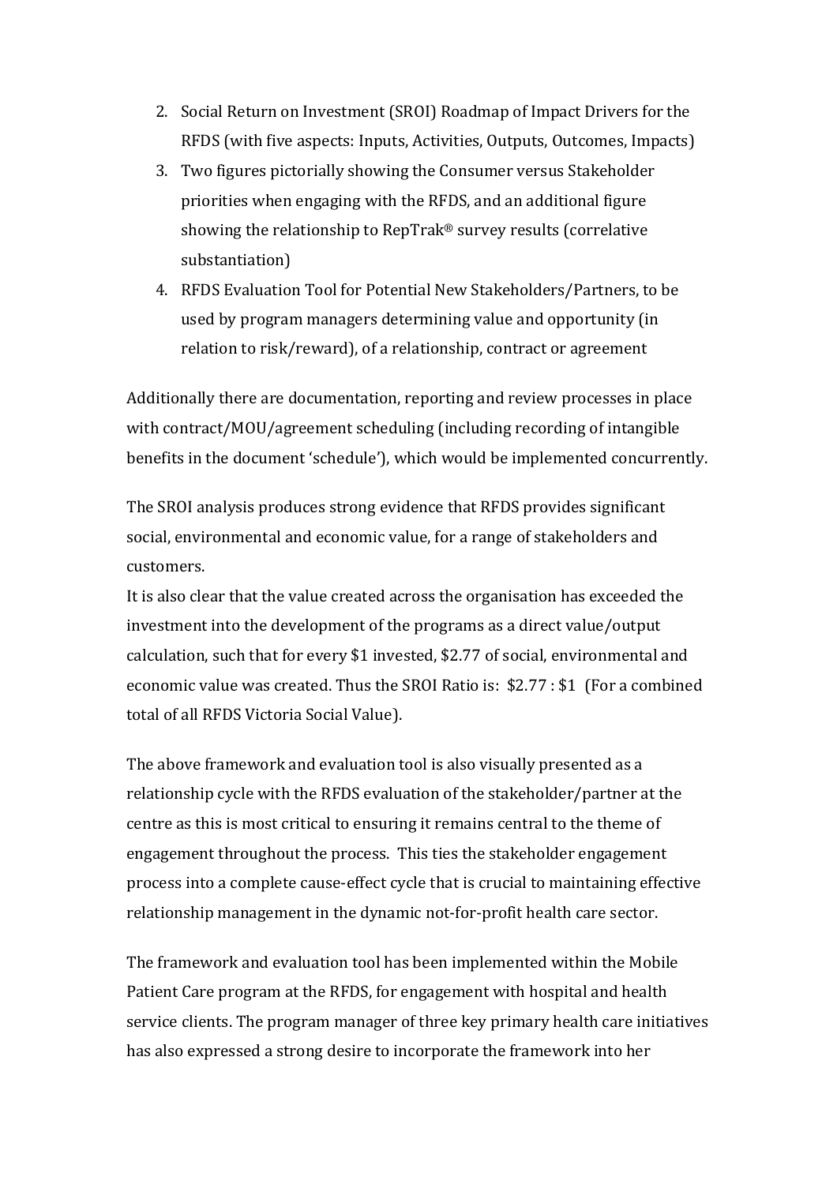2. Social Return on Investment (SROI) Roadmap of Impact Drivers for the RFDS (with five aspects: Inputs, Activities, Outputs, Outcomes, Impacts)
3. Two figures pictorially showing the Consumer versus Stakeholder priorities when engaging with the RFDS, and an additional figure showing the relationship to RepTrak® survey results (correlative substantiation)
4. RFDS Evaluation Tool for Potential New Stakeholders/Partners, to be used by program managers determining value and opportunity (in relation to risk/reward), of a relationship, contract or agreement

Additionally there are documentation, reporting and review processes in place with contract/MOU/agreement scheduling (including recording of intangible benefits in the document 'schedule'), which would be implemented concurrently.

The SROI analysis produces strong evidence that RFDS provides significant social, environmental and economic value, for a range of stakeholders and customers.
It is also clear that the value created across the organisation has exceeded the investment into the development of the programs as a direct value/output calculation, such that for every $1 invested, $2.77 of social, environmental and economic value was created. Thus the SROI Ratio is: $2.77 : $1 (For a combined total of all RFDS Victoria Social Value).

The above framework and evaluation tool is also visually presented as a relationship cycle with the RFDS evaluation of the stakeholder/partner at the centre as this is most critical to ensuring it remains central to the theme of engagement throughout the process. This ties the stakeholder engagement process into a complete cause-effect cycle that is crucial to maintaining effective relationship management in the dynamic not-for-profit health care sector.

The framework and evaluation tool has been implemented within the Mobile Patient Care program at the RFDS, for engagement with hospital and health service clients. The program manager of three key primary health care initiatives has also expressed a strong desire to incorporate the framework into her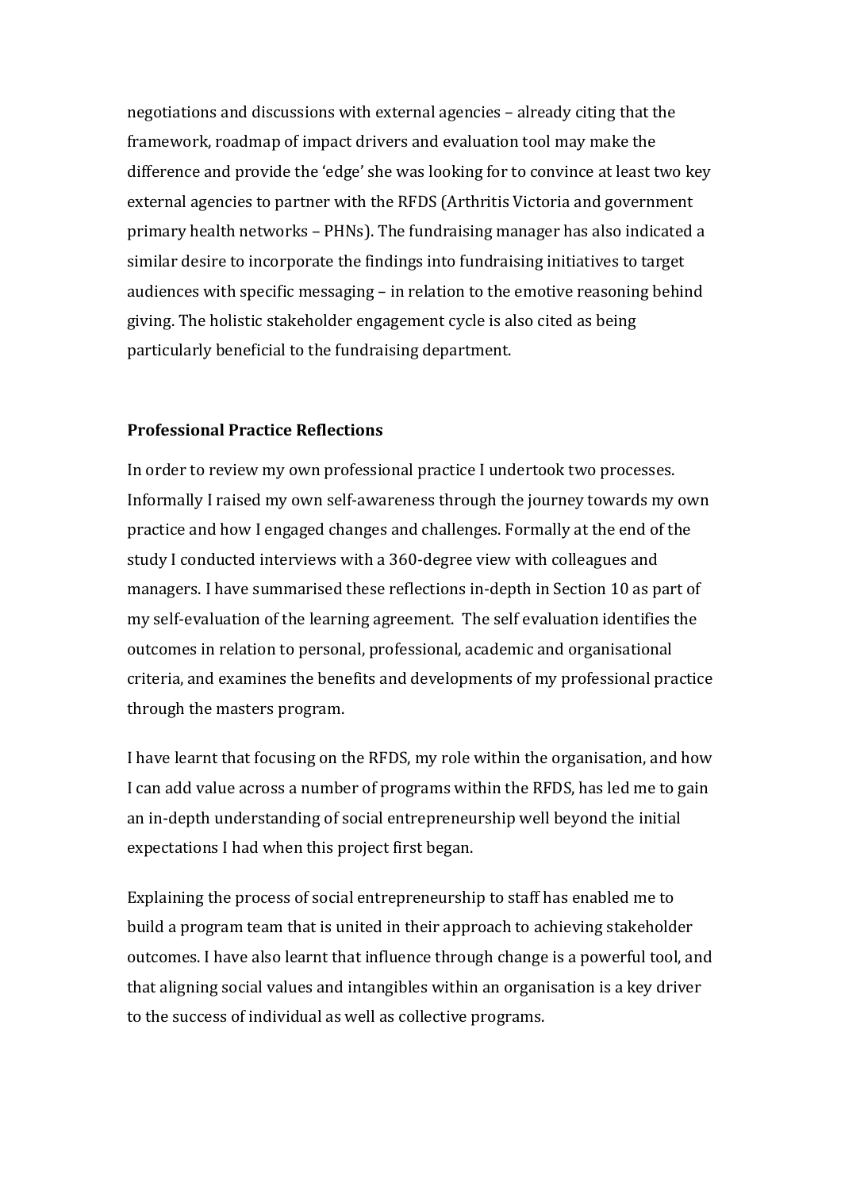negotiations and discussions with external agencies – already citing that the framework, roadmap of impact drivers and evaluation tool may make the difference and provide the 'edge' she was looking for to convince at least two key external agencies to partner with the RFDS (Arthritis Victoria and government primary health networks – PHNs). The fundraising manager has also indicated a similar desire to incorporate the findings into fundraising initiatives to target audiences with specific messaging – in relation to the emotive reasoning behind giving. The holistic stakeholder engagement cycle is also cited as being particularly beneficial to the fundraising department.

**Professional Practice Reflections**

In order to review my own professional practice I undertook two processes. Informally I raised my own self-awareness through the journey towards my own practice and how I engaged changes and challenges. Formally at the end of the study I conducted interviews with a 360-degree view with colleagues and managers. I have summarised these reflections in-depth in Section 10 as part of my self-evaluation of the learning agreement. The self evaluation identifies the outcomes in relation to personal, professional, academic and organisational criteria, and examines the benefits and developments of my professional practice through the masters program.

I have learnt that focusing on the RFDS, my role within the organisation, and how I can add value across a number of programs within the RFDS, has led me to gain an in-depth understanding of social entrepreneurship well beyond the initial expectations I had when this project first began.

Explaining the process of social entrepreneurship to staff has enabled me to build a program team that is united in their approach to achieving stakeholder outcomes. I have also learnt that influence through change is a powerful tool, and that aligning social values and intangibles within an organisation is a key driver to the success of individual as well as collective programs.